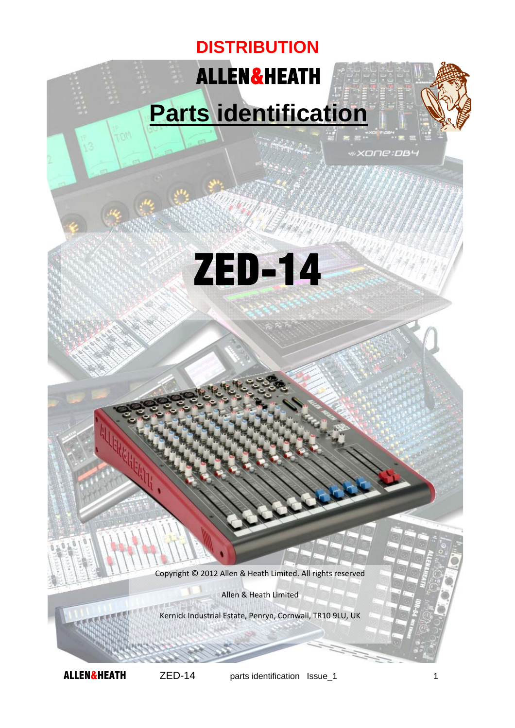**DISTRIBUTION**

**ALLEN&HEATH**

# Parts identification

# ZED-14

Copyright © 2012 Allen & Heath Limited. All rights reserved

Allen & Heath Limited

Kernick Industrial Estate, Penryn, Cornwall, TR10 9LU, UK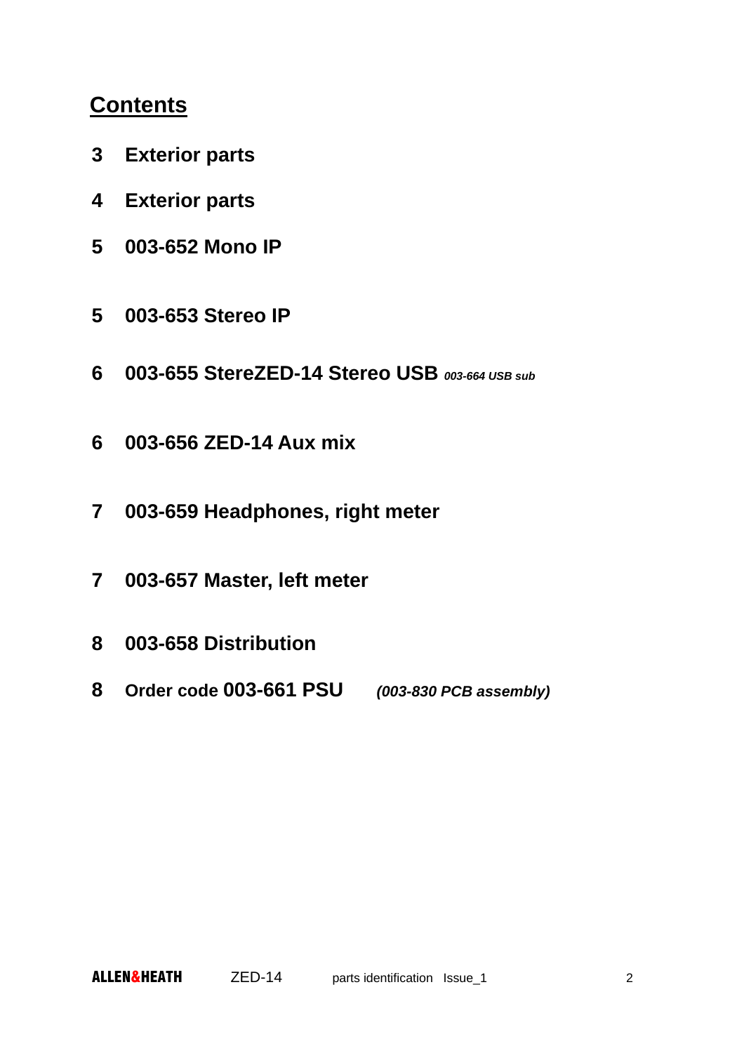## Contents

**3 Exterior parts**

**4 Exterior parts**

**5 003-652 Mono IP**

**5 003-653 Stereo IP**

**6 003-655 StereZED-14 Stereo USB** ***003-664 USB sub***

**6 003-656 ZED-14 Aux mix**

**7 003-659 Headphones, right meter**

**7 003-657 Master, left meter**

**8 003-658 Distribution**

**8 Order code 003-661 PSU** ***(003-830 PCB assembly)***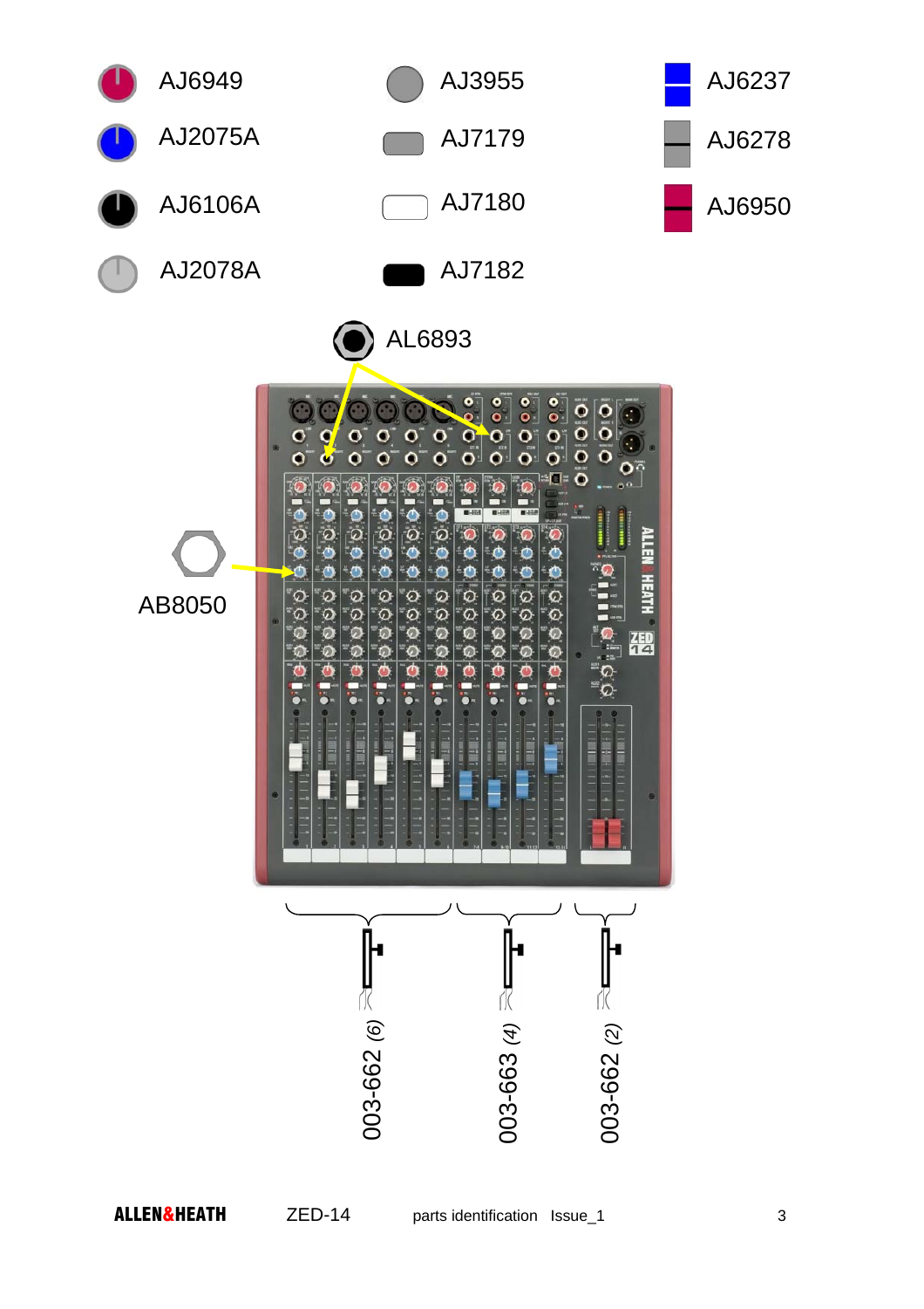AJ6949

AJ2075A

AJ6106A

AJ2078A

AJ3955

AJ7179

AJ7180

AJ7182

AJ6237

AJ6278

AJ6950

AL6893

AB8050

003-662 *(6)*

003-663 *(4)*

003-662 *(2)*

ZED-14 parts identification Issue_1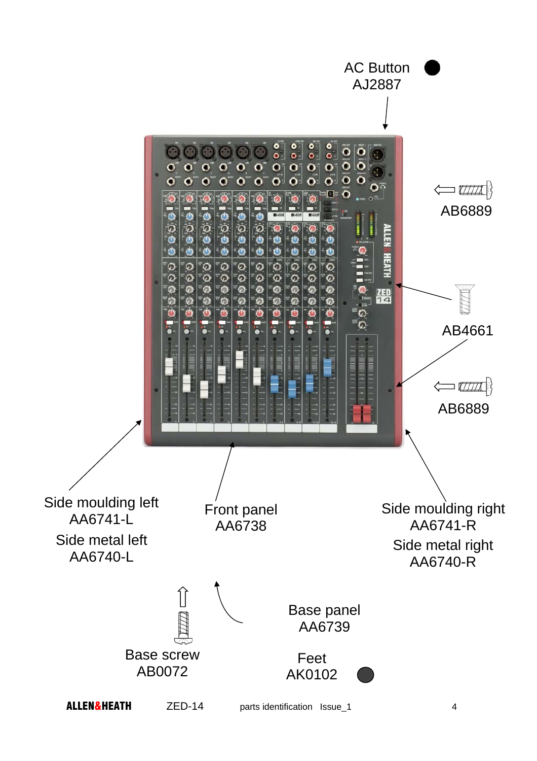AC Button
AJ2887

AB6889

AB4661

AB6889

Side moulding left
AA6741-L

Side metal left
AA6740-L

Front panel
AA6738

Side moulding right
AA6741-R

Side metal right
AA6740-R

Base panel
AA6739

Base screw
AB0072

Feet
AK0102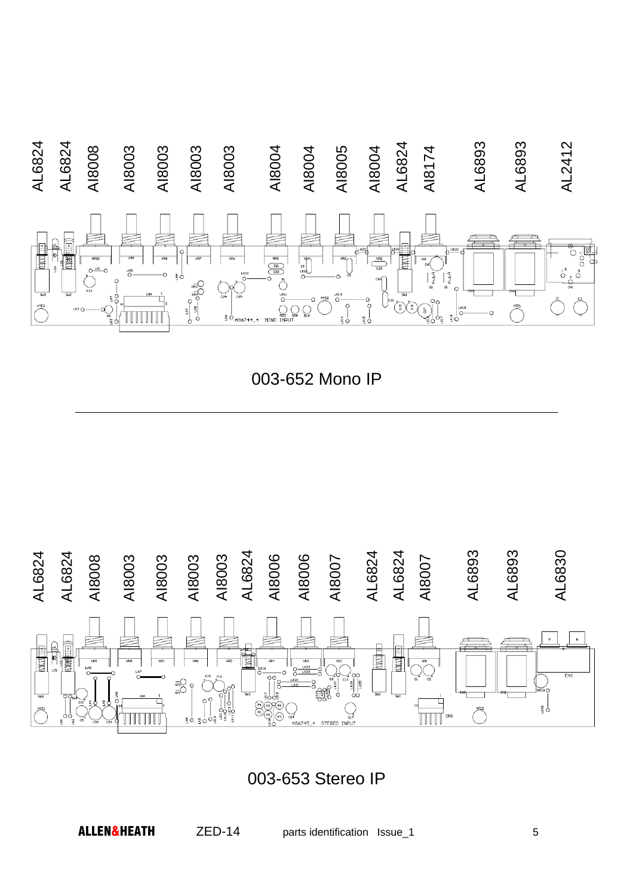AL6824 AL6824 AI8008 AI8003 AI8003 AI8003 AI8003 AI8004 AI8004 AI8005 AI8004 AL6824 AI8174 AL6893 AL6893 AL2412

003-652 Mono IP

---

AL6824 AL6824 AI8008 AI8003 AI8003 AI8003 AI8003 AL6824 AI8006 AI8006 AI8007 AL6824 AL6824 AI8007 AL6893 AL6893 AL6830

003-653 Stereo IP

ALLEN&HEATH ZED-14 parts identification Issue_1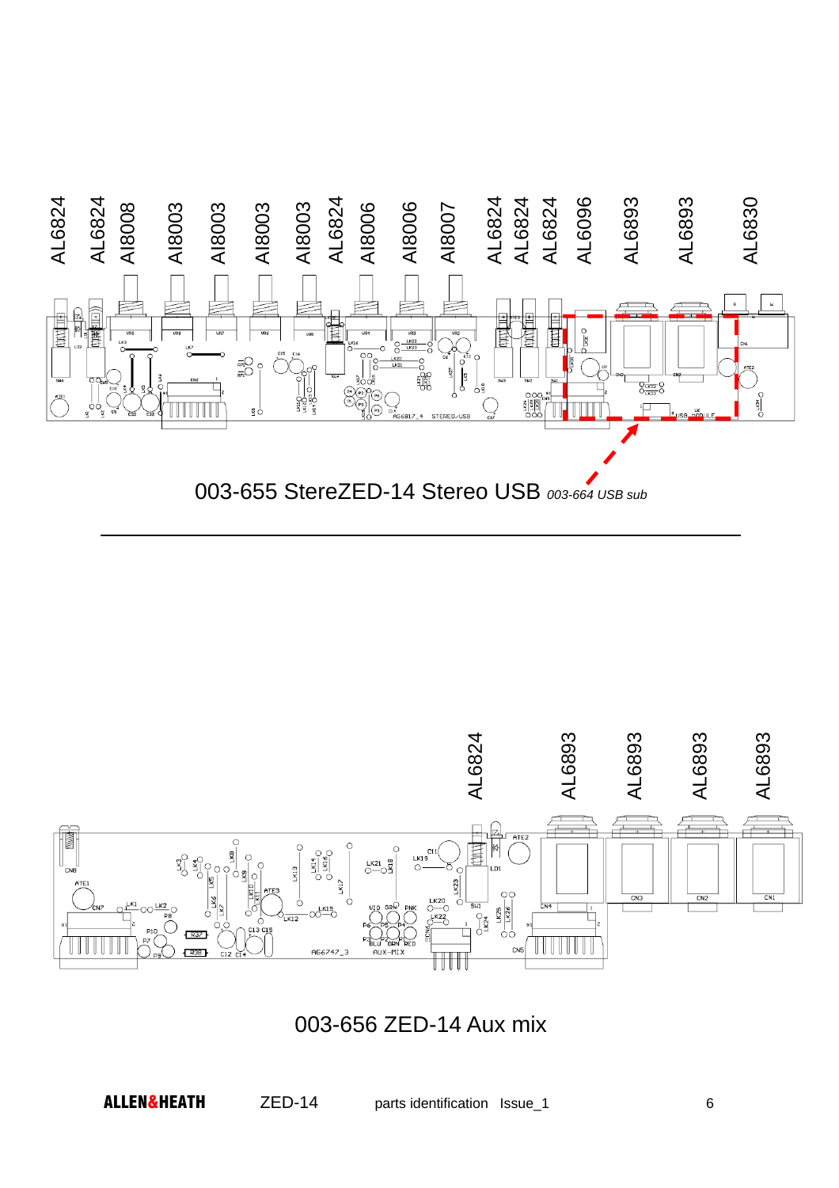AL6824 AL6824 AI8008 AI8003 AI8003 AI8003 AI8003 AL6824 AI8006 AI8006 AI8007 AL6824 AL6824 AL6824 AL6096 AL6893 AL6893 AL6830

003-655 StereZED-14 Stereo USB *003-664 USB sub*

---

AL6824 AL6893 AL6893 AL6893 AL6893

003-656 ZED-14 Aux mix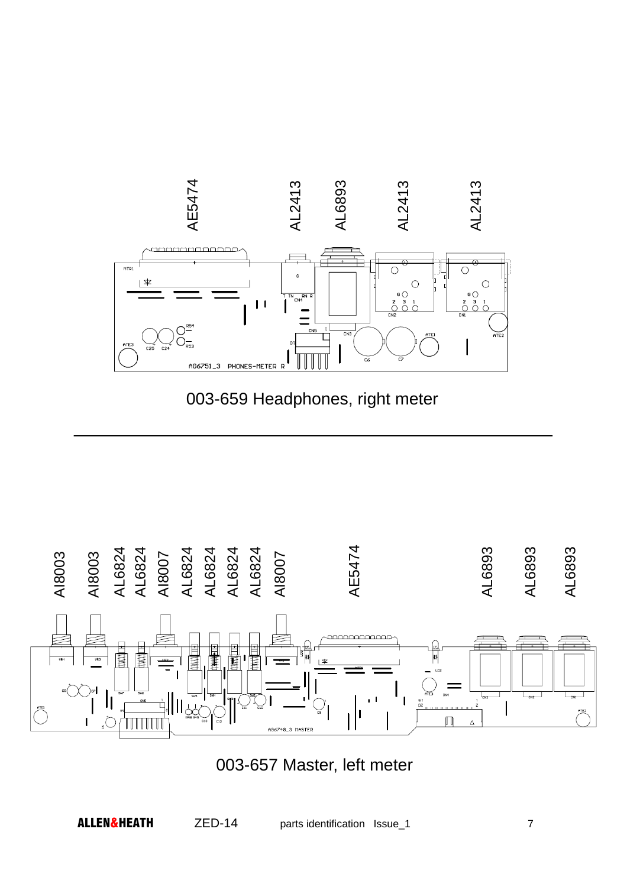AE5474 AL2413 AL6893 AL2413 AL2413

003-659 Headphones, right meter

---

AI8003 AI8003 AL6824 AL6824 AI8007 AL6824 AL6824 AL6824 AL6824 AI8007 AE5474 AL6893 AL6893 AL6893

003-657 Master, left meter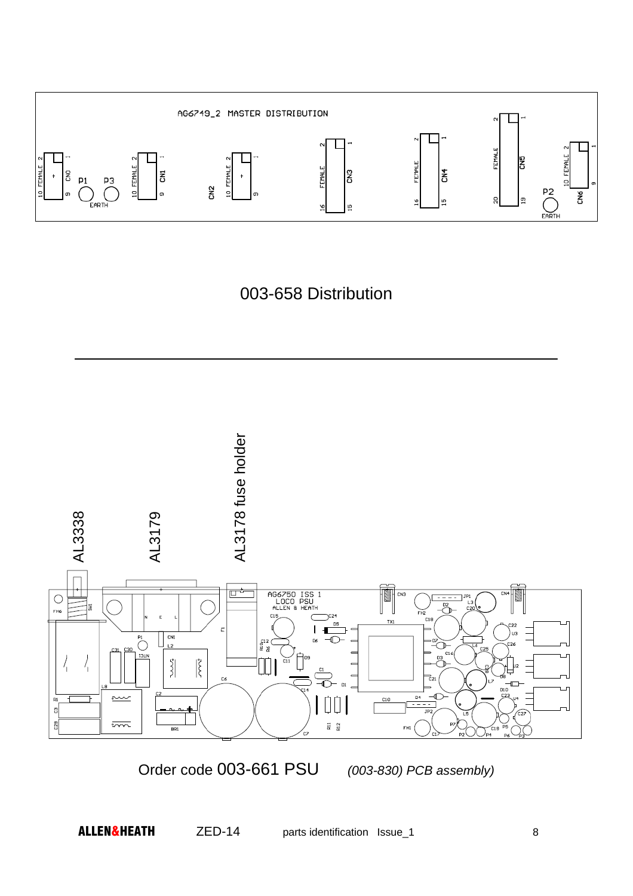AG6749_2 MASTER DISTRIBUTION

003-658 Distribution

---

AL3338

AL3179

AL3178 fuse holder

AG6750 ISS 1
LOCO PSU
ALLEN & HEATH

Order code 003-661 PSU *(003-830) PCB assembly)*